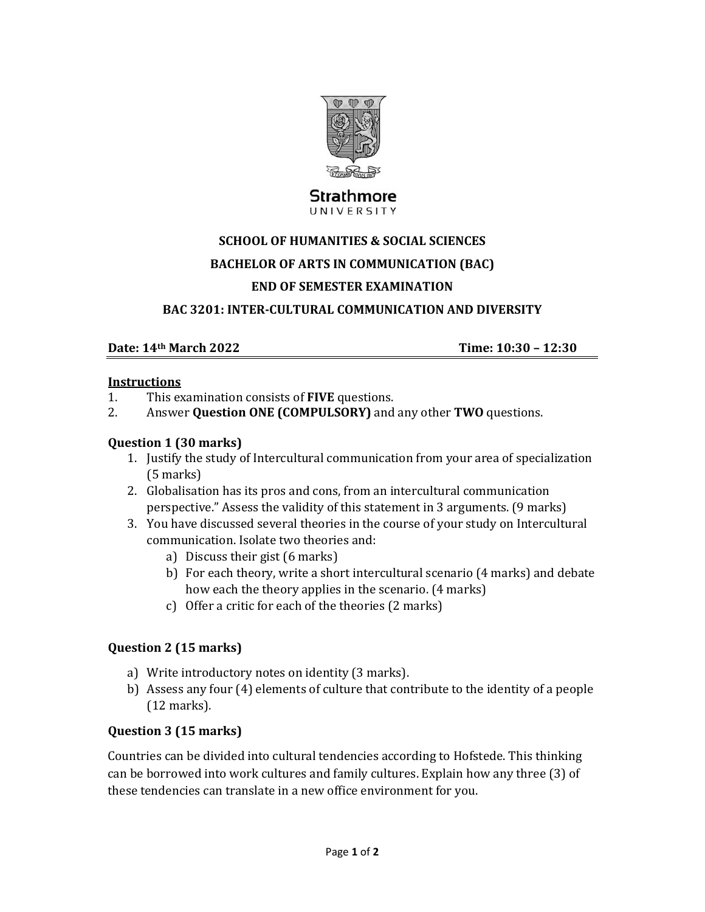Strathmore
UNIVERSITY

**SCHOOL OF HUMANITIES & SOCIAL SCIENCES**

**BACHELOR OF ARTS IN COMMUNICATION (BAC)**

**END OF SEMESTER EXAMINATION**

**BAC 3201: INTER-CULTURAL COMMUNICATION AND DIVERSITY**

**Date: 14th March 2022** **Time: 10:30 – 12:30**

**Instructions**

1. This examination consists of **FIVE** questions.
2. Answer **Question ONE (COMPULSORY)** and any other **TWO** questions.

**Question 1 (30 marks)**

1. Justify the study of Intercultural communication from your area of specialization (5 marks)
2. Globalisation has its pros and cons, from an intercultural communication perspective." Assess the validity of this statement in 3 arguments. (9 marks)
3. You have discussed several theories in the course of your study on Intercultural communication. Isolate two theories and:
   a) Discuss their gist (6 marks)
   b) For each theory, write a short intercultural scenario (4 marks) and debate how each the theory applies in the scenario. (4 marks)
   c) Offer a critic for each of the theories (2 marks)

**Question 2 (15 marks)**

a) Write introductory notes on identity (3 marks).
b) Assess any four (4) elements of culture that contribute to the identity of a people (12 marks).

**Question 3 (15 marks)**

Countries can be divided into cultural tendencies according to Hofstede. This thinking can be borrowed into work cultures and family cultures. Explain how any three (3) of these tendencies can translate in a new office environment for you.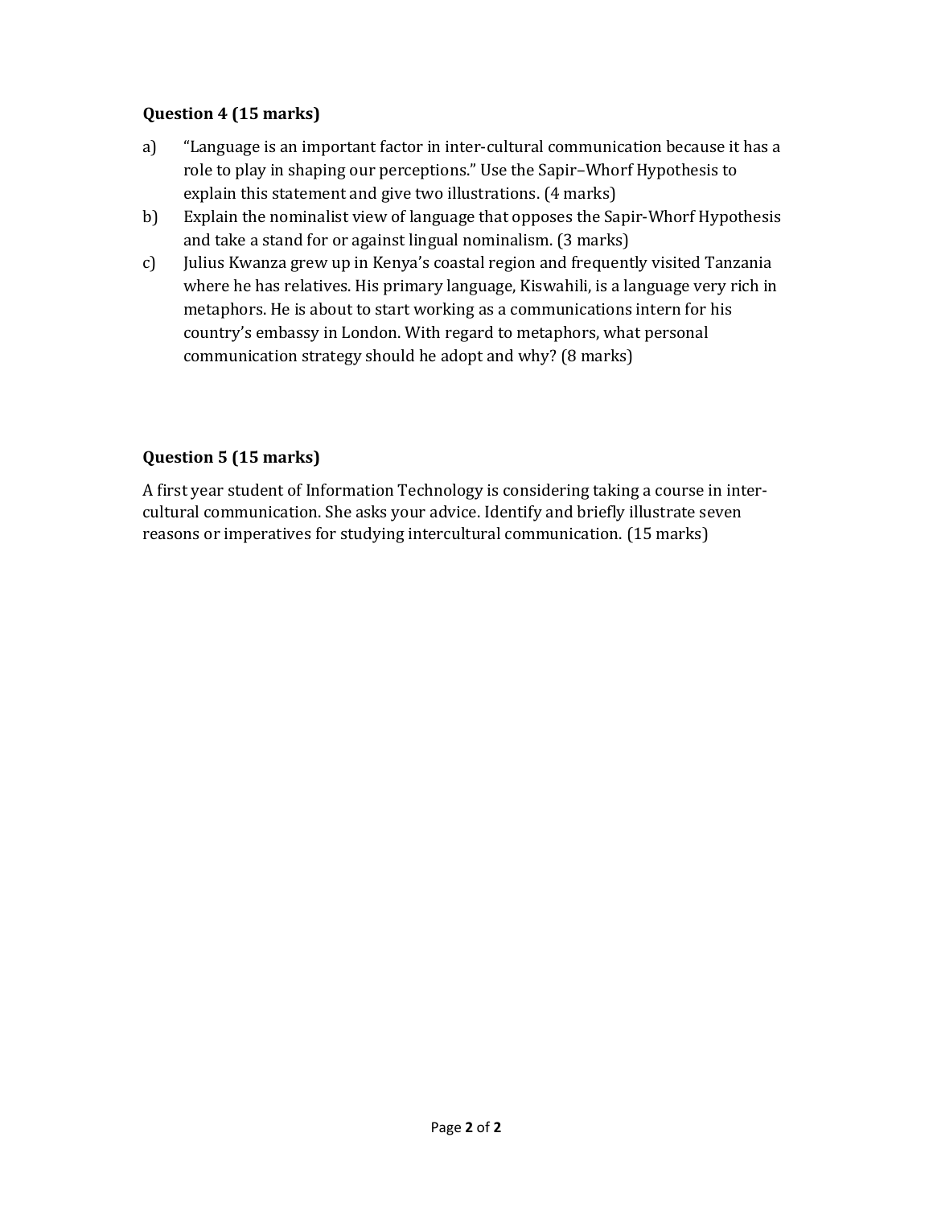**Question 4 (15 marks)**

a) "Language is an important factor in inter-cultural communication because it has a role to play in shaping our perceptions." Use the Sapir–Whorf Hypothesis to explain this statement and give two illustrations. (4 marks)

b) Explain the nominalist view of language that opposes the Sapir-Whorf Hypothesis and take a stand for or against lingual nominalism. (3 marks)

c) Julius Kwanza grew up in Kenya's coastal region and frequently visited Tanzania where he has relatives. His primary language, Kiswahili, is a language very rich in metaphors. He is about to start working as a communications intern for his country's embassy in London. With regard to metaphors, what personal communication strategy should he adopt and why? (8 marks)

**Question 5 (15 marks)**

A first year student of Information Technology is considering taking a course in inter-cultural communication. She asks your advice. Identify and briefly illustrate seven reasons or imperatives for studying intercultural communication. (15 marks)